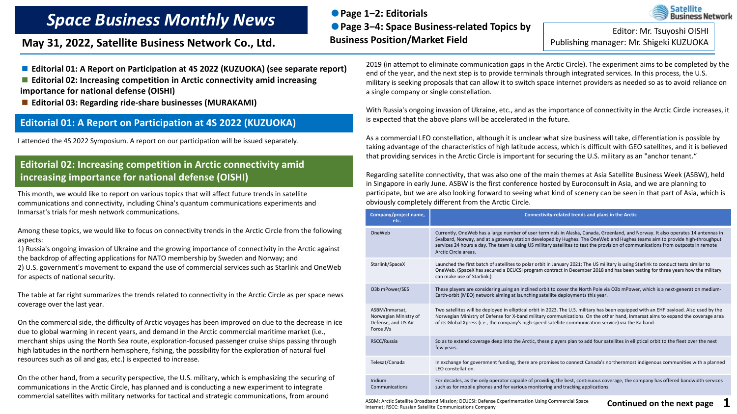# Space Business Monthly News

**May 31, 2022, Satellite Business Network Co., Ltd.**

- **Page 1–2: Editorials**
- **Page 3–4: Space Business-related Topics by Business Position/Market Field**

Editor: Mr. Tsuyoshi OISHI
Publishing manager: Mr. Shigeki KUZUOKA

- **Editorial 01: A Report on Participation at 4S 2022 (KUZUOKA) (see separate report)**
- **Editorial 02: Increasing competition in Arctic connectivity amid increasing importance for national defense (OISHI)**
- **Editorial 03: Regarding ride-share businesses (MURAKAMI)**

## Editorial 01: A Report on Participation at 4S 2022 (KUZUOKA)

I attended the 4S 2022 Symposium. A report on our participation will be issued separately.

## Editorial 02: Increasing competition in Arctic connectivity amid increasing importance for national defense (OISHI)

This month, we would like to report on various topics that will affect future trends in satellite communications and connectivity, including China's quantum communications experiments and Inmarsat's trials for mesh network communications.

Among these topics, we would like to focus on connectivity trends in the Arctic Circle from the following aspects:
1) Russia's ongoing invasion of Ukraine and the growing importance of connectivity in the Arctic against the backdrop of affecting applications for NATO membership by Sweden and Norway; and
2) U.S. government's movement to expand the use of commercial services such as Starlink and OneWeb for aspects of national security.

The table at far right summarizes the trends related to connectivity in the Arctic Circle as per space news coverage over the last year.

On the commercial side, the difficulty of Arctic voyages has been improved on due to the decrease in ice due to global warming in recent years, and demand in the Arctic commercial maritime market (i.e., merchant ships using the North Sea route, exploration-focused passenger cruise ships passing through high latitudes in the northern hemisphere, fishing, the possibility for the exploration of natural fuel resources such as oil and gas, etc.) is expected to increase.

On the other hand, from a security perspective, the U.S. military, which is emphasizing the securing of communications in the Arctic Circle, has planned and is conducting a new experiment to integrate commercial satellites with military networks for tactical and strategic communications, from around 2019 (in attempt to eliminate communication gaps in the Arctic Circle). The experiment aims to be completed by the end of the year, and the next step is to provide terminals through integrated services. In this process, the U.S. military is seeking proposals that can allow it to switch space internet providers as needed so as to avoid reliance on a single company or single constellation.

With Russia's ongoing invasion of Ukraine, etc., and as the importance of connectivity in the Arctic Circle increases, it is expected that the above plans will be accelerated in the future.

As a commercial LEO constellation, although it is unclear what size business will take, differentiation is possible by taking advantage of the characteristics of high latitude access, which is difficult with GEO satellites, and it is believed that providing services in the Arctic Circle is important for securing the U.S. military as an "anchor tenant."

Regarding satellite connectivity, that was also one of the main themes at Asia Satellite Business Week (ASBW), held in Singapore in early June. ASBW is the first conference hosted by Euroconsult in Asia, and we are planning to participate, but we are also looking forward to seeing what kind of scenery can be seen in that part of Asia, which is obviously completely different from the Arctic Circle.

| Company/project name, etc. | Connectivity-related trends and plans in the Arctic |
|---|---|
| OneWeb | Currently, OneWeb has a large number of user terminals in Alaska, Canada, Greenland, and Norway. It also operates 14 antennas in Svalbard, Norway, and at a gateway station developed by Hughes. The OneWeb and Hughes teams aim to provide high-throughput services 24 hours a day. The team is using US military satellites to test the provision of communications from outposts in remote Arctic Circle areas. |
| Starlink/SpaceX | Launched the first batch of satellites to polar orbit in January 2021; The US military is using Starlink to conduct tests similar to OneWeb. (SpaceX has secured a DEUCSI program contract in December 2018 and has been testing for three years how the military can make use of Starlink.) |
| O3b mPower/SES | These players are considering using an inclined orbit to cover the North Pole via O3b mPower, which is a next-generation medium-Earth-orbit (MEO) network aiming at launching satellite deployments this year. |
| ASBM/Inmarsat, Norwegian Ministry of Defense, and US Air Force JVs | Two satellites will be deployed in elliptical orbit in 2023. The U.S. military has been equipped with an EHF payload. Also used by the Norwegian Ministry of Defense for X-band military communications. On the other hand, Inmarsat aims to expand the coverage area of its Global Xpress (i.e., the company's high-speed satellite communication service) via the Ka band. |
| RSCC/Russia | So as to extend coverage deep into the Arctic, these players plan to add four satellites in elliptical orbit to the fleet over the next few years. |
| Telesat/Canada | In exchange for government funding, there are promises to connect Canada's northernmost indigenous communities with a planned LEO constellation. |
| Iridium Communications | For decades, as the only operator capable of providing the best, continuous coverage, the company has offered bandwidth services such as for mobile phones and for various monitoring and tracking applications. |

ASBM: Arctic Satellite Broadband Mission; DEUCSI: Defense Experimentation Using Commercial Space Internet; RSCC: Russian Satellite Communications Company

**Continued on the next page**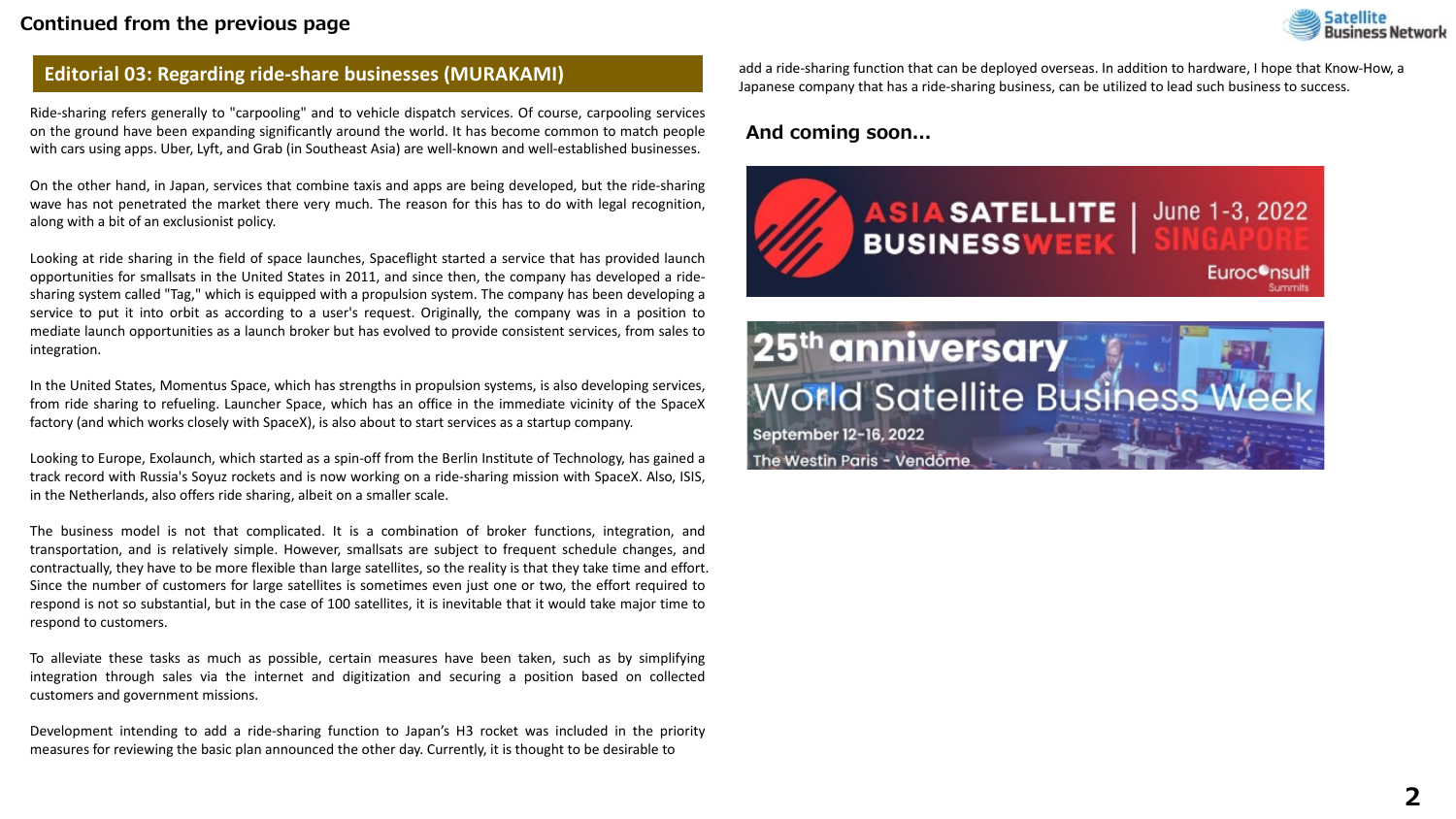Continued from the previous page

## Editorial 03: Regarding ride-share businesses (MURAKAMI)

Ride-sharing refers generally to "carpooling" and to vehicle dispatch services. Of course, carpooling services on the ground have been expanding significantly around the world. It has become common to match people with cars using apps. Uber, Lyft, and Grab (in Southeast Asia) are well-known and well-established businesses.

On the other hand, in Japan, services that combine taxis and apps are being developed, but the ride-sharing wave has not penetrated the market there very much. The reason for this has to do with legal recognition, along with a bit of an exclusionist policy.

Looking at ride sharing in the field of space launches, Spaceflight started a service that has provided launch opportunities for smallsats in the United States in 2011, and since then, the company has developed a ride-sharing system called "Tag," which is equipped with a propulsion system. The company has been developing a service to put it into orbit as according to a user's request. Originally, the company was in a position to mediate launch opportunities as a launch broker but has evolved to provide consistent services, from sales to integration.

In the United States, Momentus Space, which has strengths in propulsion systems, is also developing services, from ride sharing to refueling. Launcher Space, which has an office in the immediate vicinity of the SpaceX factory (and which works closely with SpaceX), is also about to start services as a startup company.

Looking to Europe, Exolaunch, which started as a spin-off from the Berlin Institute of Technology, has gained a track record with Russia's Soyuz rockets and is now working on a ride-sharing mission with SpaceX. Also, ISIS, in the Netherlands, also offers ride sharing, albeit on a smaller scale.

The business model is not that complicated. It is a combination of broker functions, integration, and transportation, and is relatively simple. However, smallsats are subject to frequent schedule changes, and contractually, they have to be more flexible than large satellites, so the reality is that they take time and effort. Since the number of customers for large satellites is sometimes even just one or two, the effort required to respond is not so substantial, but in the case of 100 satellites, it is inevitable that it would take major time to respond to customers.

To alleviate these tasks as much as possible, certain measures have been taken, such as by simplifying integration through sales via the internet and digitization and securing a position based on collected customers and government missions.

Development intending to add a ride-sharing function to Japan's H3 rocket was included in the priority measures for reviewing the basic plan announced the other day. Currently, it is thought to be desirable to add a ride-sharing function that can be deployed overseas. In addition to hardware, I hope that Know-How, a Japanese company that has a ride-sharing business, can be utilized to lead such business to success.

### And coming soon...

ASIA SATELLITE BUSINESS WEEK | June 1-3, 2022 SINGAPORE | Euroconsult Summits

25th anniversary World Satellite Business Week | September 12-16, 2022 | The Westin Paris - Vendôme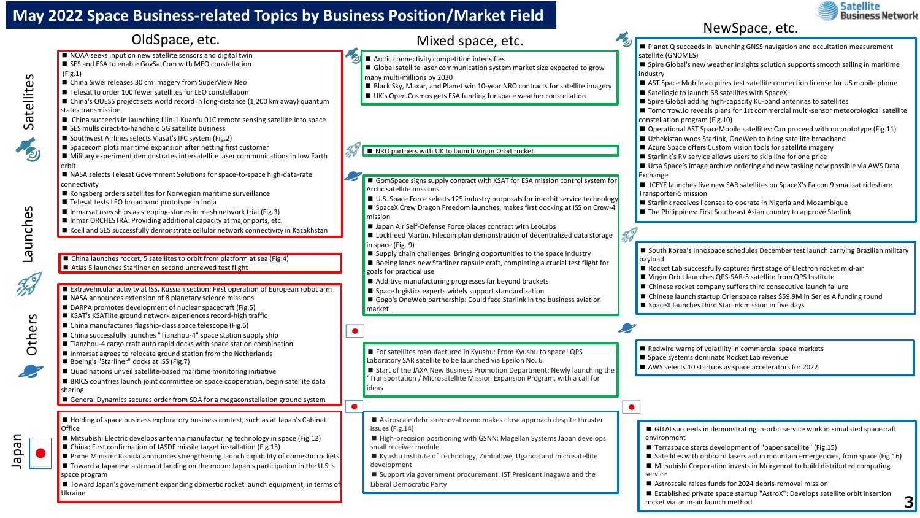# May 2022 Space Business-related Topics by Business Position/Market Field

## OldSpace, etc.

### Satellites

- NOAA seeks input on new satellite sensors and digital twin
- SES and ESA to enable GovSatCom with MEO constellation (Fig.1)
- China Siwei releases 30 cm imagery from SuperView Neo
- Telesat to order 100 fewer satellites for LEO constellation
- China's QUESS project sets world record in long-distance (1,200 km away) quantum states transmission
- China succeeds in launching Jilin-1 Kuanfu 01C remote sensing satellite into space
- SES mulls direct-to-handheld 5G satellite business
- Southwest Airlines selects Viasat's IFC system (Fig.2)
- Spacecom plots maritime expansion after netting first customer
- Military experiment demonstrates intersatellite laser communications in low Earth orbit
- NASA selects Telesat Government Solutions for space-to-space high-data-rate connectivity
- Kongsberg orders satellites for Norwegian maritime surveillance
- Telesat tests LEO broadband prototype in India
- Inmarsat uses ships as stepping-stones in mesh network trial (Fig.3)
- Inmar ORCHESTRA: Providing additional capacity at major ports, etc.
- Kcell and SES successfully demonstrate cellular network connectivity in Kazakhstan

### Launches

- China launches rocket, 5 satellites to orbit from platform at sea (Fig.4)
- Atlas 5 launches Starliner on second uncrewed test flight

### Others

- Extravehicular activity at ISS, Russian section: First operation of European robot arm
- NASA announces extension of 8 planetary science missions
- DARPA promotes development of nuclear spacecraft (Fig.5)
- KSAT's KSATlite ground network experiences record-high traffic
- China manufactures flagship-class space telescope (Fig.6)
- China successfully launches "Tianzhou-4" space station supply ship
- Tianzhou-4 cargo craft auto rapid docks with space station combination
- Inmarsat agrees to relocate ground station from the Netherlands
- Boeing's "Starliner" docks at ISS (Fig.7)
- Quad nations unveil satellite-based maritime monitoring initiative
- BRICS countries launch joint committee on space cooperation, begin satellite data sharing
- General Dynamics secures order from SDA for a megaconstellation ground system

### Japan

- Holding of space business exploratory business contest, such as at Japan's Cabinet Office
- Mitsubishi Electric develops antenna manufacturing technology in space (Fig.12)
- China: First confirmation of JASDF missile target installation (Fig.13)
- Prime Minister Kishida announces strengthening launch capability of domestic rockets
- Toward a Japanese astronaut landing on the moon: Japan's participation in the U.S.'s space program
- Toward Japan's government expanding domestic rocket launch equipment, in terms of Ukraine

## Mixed space, etc.

### Satellites

- Arctic connectivity competition intensifies
- Global satellite laser communication system market size expected to grow many multi-millions by 2030
- Black Sky, Maxar, and Planet win 10-year NRO contracts for satellite imagery
- UK's Open Cosmos gets ESA funding for space weather constellation

### Launches

- NRO partners with UK to launch Virgin Orbit rocket

### Others

- GomSpace signs supply contract with KSAT for ESA mission control system for Arctic satellite missions
- U.S. Space Force selects 125 industry proposals for in-orbit service technology
- SpaceX Crew Dragon Freedom launches, makes first docking at ISS on Crew-4 mission
- Japan Air Self-Defense Force places contract with LeoLabs
- Lockheed Martin, Filecoin plan demonstration of decentralized data storage in space (Fig. 9)
- Supply chain challenges: Bringing opportunities to the space industry
- Boeing lands new Starliner capsule craft, completing a crucial test flight for goals for practical use
- Additive manufacturing progresses far beyond brackets
- Space logistics experts widely support standardization
- Gogo's OneWeb partnership: Could face Starlink in the business aviation market

### Japan

- For satellites manufactured in Kyushu: From Kyushu to space! QPS Laboratory SAR satellite to be launched via Epsilon No. 6
- Start of the JAXA New Business Promotion Department: Newly launching the "Transportation / Microsatellite Mission Expansion Program, with a call for ideas
- Astroscale debris-removal demo makes close approach despite thruster issues (Fig.14)
- High-precision positioning with GSNN: Magellan Systems Japan develops small receiver module
- Kyushu Institute of Technology, Zimbabwe, Uganda and microsatellite development
- Support via government procurement: IST President Inagawa and the Liberal Democratic Party

## NewSpace, etc.

### Satellites

- PlanetiQ succeeds in launching GNSS navigation and occultation measurement satellite (GNOMES)
- Spire Global's new weather insights solution supports smooth sailing in maritime industry
- AST Space Mobile acquires test satellite connection license for US mobile phone
- Satellogic to launch 68 satellites with SpaceX
- Spire Global adding high-capacity Ku-band antennas to satellites
- Tomorrow.io reveals plans for 1st commercial multi-sensor meteorological satellite constellation program (Fig.10)
- Operational AST SpaceMobile satellites: Can proceed with no prototype (Fig.11)
- Uzbekistan woos Starlink, OneWeb to bring satellite broadband
- Azure Space offers Custom Vision tools for satellite imagery
- Starlink's RV service allows users to skip line for one price
- Ursa Space's image archive ordering and new tasking now possible via AWS Data Exchange
- ICEYE launches five new SAR satellites on SpaceX's Falcon 9 smallsat rideshare Transporter-5 mission
- Starlink receives licenses to operate in Nigeria and Mozambique
- The Philippines: First Southeast Asian country to approve Starlink

### Launches

- South Korea's Innospace schedules December test launch carrying Brazilian military payload
- Rocket Lab successfully captures first stage of Electron rocket mid-air
- Virgin Orbit launches QPS-SAR-5 satellite from QPS Institute
- Chinese rocket company suffers third consecutive launch failure
- Chinese launch startup Orienspace raises $59.9M in Series A funding round
- SpaceX launches third Starlink mission in five days

### Others

- Redwire warns of volatility in commercial space markets
- Space systems dominate Rocket Lab revenue
- AWS selects 10 startups as space accelerators for 2022

### Japan

- GITAI succeeds in demonstrating in-orbit service work in simulated spacecraft environment
- Terraspace starts development of "paper satellite" (Fig.15)
- Satellites with onboard lasers aid in mountain emergencies, from space (Fig.16)
- Mitsubishi Corporation invests in Morgenrot to build distributed computing service
- Astroscale raises funds for 2024 debris-removal mission
- Established private space startup "AstroX": Develops satellite orbit insertion rocket via an in-air launch method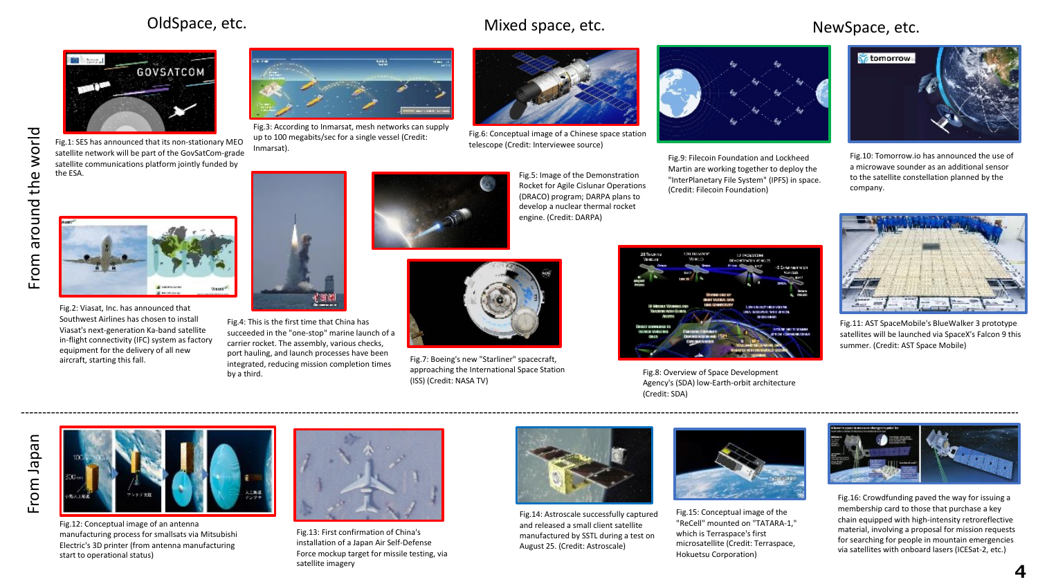OldSpace, etc.

Mixed space, etc.

NewSpace, etc.

From around the world

Fig.1: SES has announced that its non-stationary MEO satellite network will be part of the GovSatCom-grade satellite communications platform jointly funded by the ESA.

Fig.2: Viasat, Inc. has announced that Southwest Airlines has chosen to install Viasat's next-generation Ka-band satellite in-flight connectivity (IFC) system as factory equipment for the delivery of all new aircraft, starting this fall.

Fig.3: According to Inmarsat, mesh networks can supply up to 100 megabits/sec for a single vessel (Credit: Inmarsat).

Fig.4: This is the first time that China has succeeded in the "one-stop" marine launch of a carrier rocket. The assembly, various checks, port hauling, and launch processes have been integrated, reducing mission completion times by a third.

Fig.5: Image of the Demonstration Rocket for Agile Cislunar Operations (DRACO) program; DARPA plans to develop a nuclear thermal rocket engine. (Credit: DARPA)

Fig.6: Conceptual image of a Chinese space station telescope (Credit: Interviewee source)

Fig.7: Boeing's new "Starliner" spacecraft, approaching the International Space Station (ISS) (Credit: NASA TV)

Fig.8: Overview of Space Development Agency's (SDA) low-Earth-orbit architecture (Credit: SDA)

Fig.9: Filecoin Foundation and Lockheed Martin are working together to deploy the "InterPlanetary File System" (IPFS) in space. (Credit: Filecoin Foundation)

Fig.10: Tomorrow.io has announced the use of a microwave sounder as an additional sensor to the satellite constellation planned by the company.

Fig.11: AST SpaceMobile's BlueWalker 3 prototype satellites will be launched via SpaceX's Falcon 9 this summer. (Credit: AST Space Mobile)

From Japan

Fig.12: Conceptual image of an antenna manufacturing process for smallsats via Mitsubishi Electric's 3D printer (from antenna manufacturing start to operational status)

Fig.13: First confirmation of China's installation of a Japan Air Self-Defense Force mockup target for missile testing, via satellite imagery

Fig.14: Astroscale successfully captured and released a small client satellite manufactured by SSTL during a test on August 25. (Credit: Astroscale)

Fig.15: Conceptual image of the "ReCell" mounted on "TATARA-1," which is Terraspace's first microsatellite (Credit: Terraspace, Hokuetsu Corporation)

Fig.16: Crowdfunding paved the way for issuing a membership card to those that purchase a key chain equipped with high-intensity retroreflective material, involving a proposal for mission requests for searching for people in mountain emergencies via satellites with onboard lasers (ICESat-2, etc.)